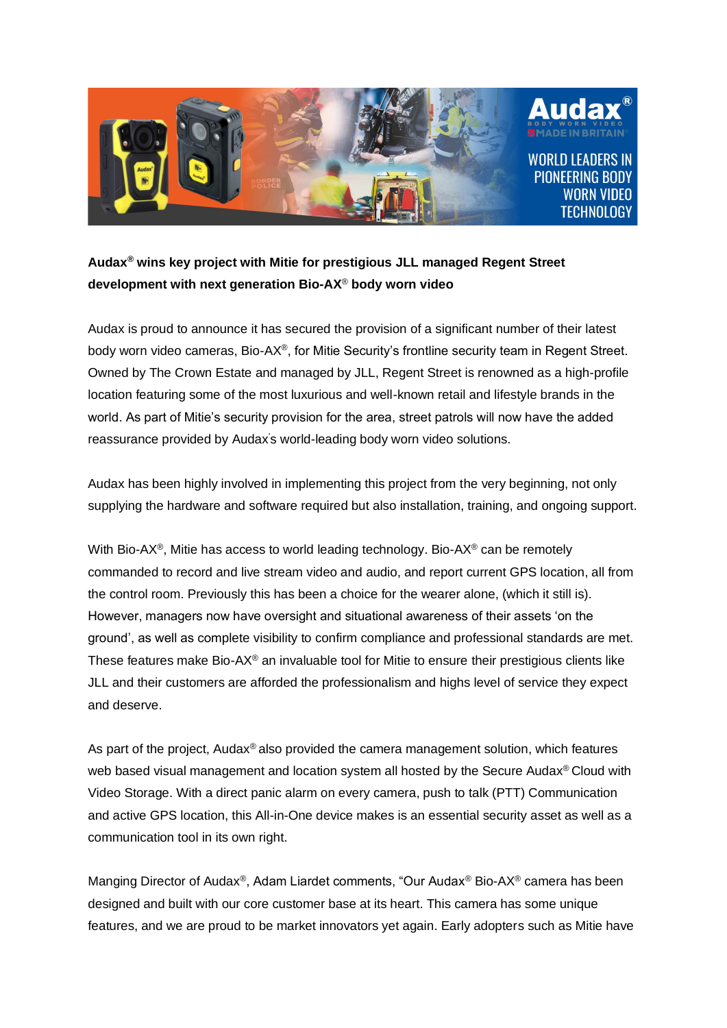**Audax® wins key project with Mitie for prestigious JLL managed Regent Street development with next generation Bio-AX® body worn video**

Audax is proud to announce it has secured the provision of a significant number of their latest body worn video cameras, Bio-AX®, for Mitie Security's frontline security team in Regent Street. Owned by The Crown Estate and managed by JLL, Regent Street is renowned as a high-profile location featuring some of the most luxurious and well-known retail and lifestyle brands in the world. As part of Mitie's security provision for the area, street patrols will now have the added reassurance provided by Audax's world-leading body worn video solutions.

Audax has been highly involved in implementing this project from the very beginning, not only supplying the hardware and software required but also installation, training, and ongoing support.

With Bio-AX®, Mitie has access to world leading technology. Bio-AX® can be remotely commanded to record and live stream video and audio, and report current GPS location, all from the control room. Previously this has been a choice for the wearer alone, (which it still is). However, managers now have oversight and situational awareness of their assets 'on the ground', as well as complete visibility to confirm compliance and professional standards are met. These features make Bio-AX® an invaluable tool for Mitie to ensure their prestigious clients like JLL and their customers are afforded the professionalism and highs level of service they expect and deserve.

As part of the project, Audax® also provided the camera management solution, which features web based visual management and location system all hosted by the Secure Audax® Cloud with Video Storage. With a direct panic alarm on every camera, push to talk (PTT) Communication and active GPS location, this All-in-One device makes is an essential security asset as well as a communication tool in its own right.

Manging Director of Audax®, Adam Liardet comments, "Our Audax® Bio-AX® camera has been designed and built with our core customer base at its heart. This camera has some unique features, and we are proud to be market innovators yet again. Early adopters such as Mitie have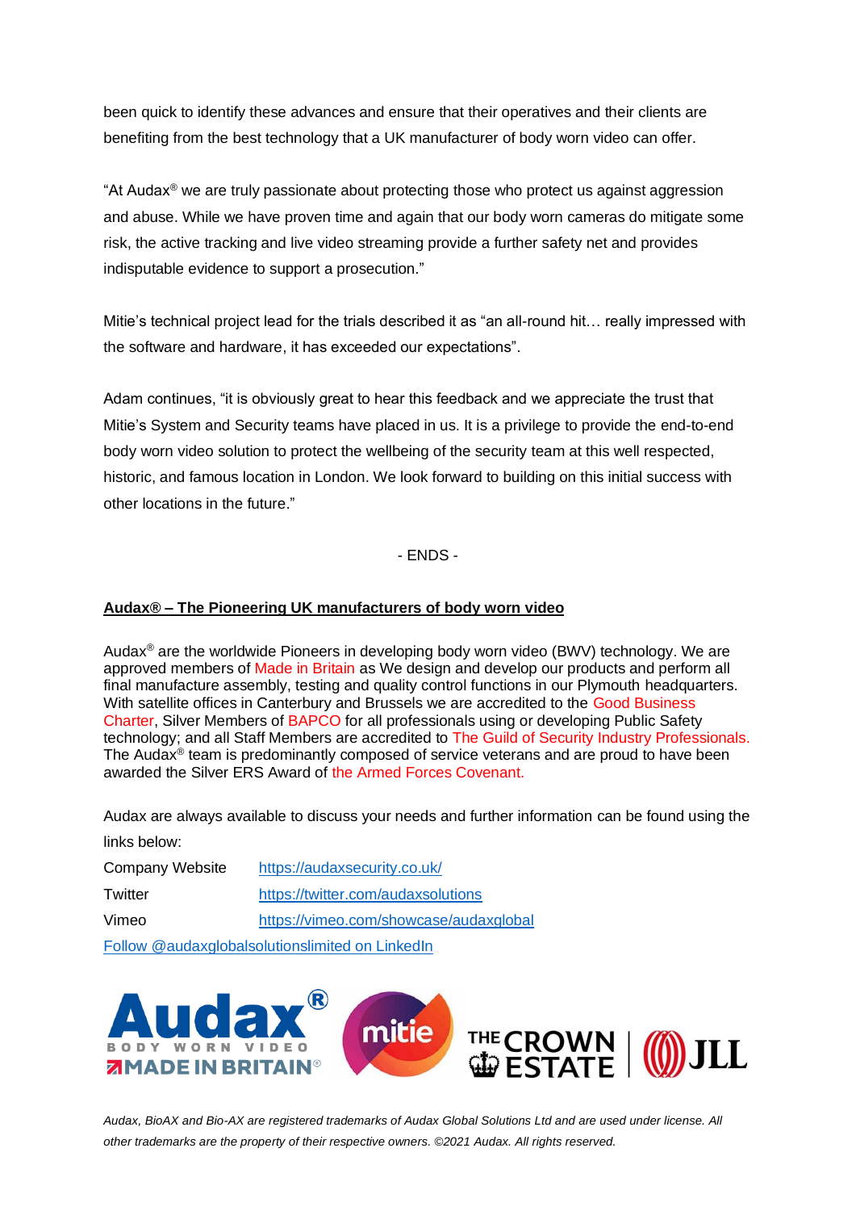been quick to identify these advances and ensure that their operatives and their clients are benefiting from the best technology that a UK manufacturer of body worn video can offer.

"At Audax® we are truly passionate about protecting those who protect us against aggression and abuse. While we have proven time and again that our body worn cameras do mitigate some risk, the active tracking and live video streaming provide a further safety net and provides indisputable evidence to support a prosecution."

Mitie's technical project lead for the trials described it as "an all-round hit… really impressed with the software and hardware, it has exceeded our expectations".

Adam continues, "it is obviously great to hear this feedback and we appreciate the trust that Mitie's System and Security teams have placed in us. It is a privilege to provide the end-to-end body worn video solution to protect the wellbeing of the security team at this well respected, historic, and famous location in London. We look forward to building on this initial success with other locations in the future."

- ENDS -

**Audax® – The Pioneering UK manufacturers of body worn video**

Audax® are the worldwide Pioneers in developing body worn video (BWV) technology. We are approved members of Made in Britain as We design and develop our products and perform all final manufacture assembly, testing and quality control functions in our Plymouth headquarters. With satellite offices in Canterbury and Brussels we are accredited to the Good Business Charter, Silver Members of BAPCO for all professionals using or developing Public Safety technology; and all Staff Members are accredited to The Guild of Security Industry Professionals. The Audax® team is predominantly composed of service veterans and are proud to have been awarded the Silver ERS Award of the Armed Forces Covenant.

Audax are always available to discuss your needs and further information can be found using the links below:

| | |
|---|---|
| Company Website | https://audaxsecurity.co.uk/ |
| Twitter | https://twitter.com/audaxsolutions |
| Vimeo | https://vimeo.com/showcase/audaxglobal |

Follow @audaxglobalsolutionslimited on LinkedIn

*Audax, BioAX and Bio-AX are registered trademarks of Audax Global Solutions Ltd and are used under license. All other trademarks are the property of their respective owners. ©2021 Audax. All rights reserved.*